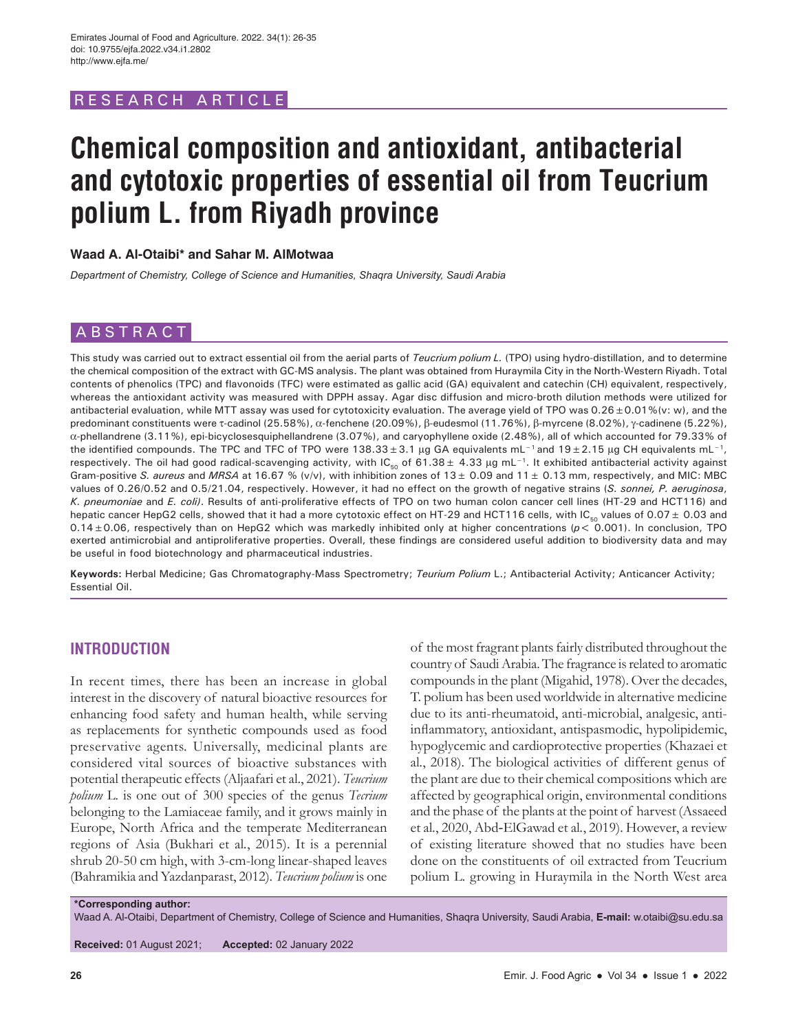RESEARCH ARTICLE

# Chemical composition and antioxidant, antibacterial and cytotoxic properties of essential oil from Teucrium polium L. from Riyadh province

**Waad A. Al-Otaibi\* and Sahar M. AlMotwaa**

*Department of Chemistry, College of Science and Humanities, Shaqra University, Saudi Arabia*

## ABSTRACT

This study was carried out to extract essential oil from the aerial parts of *Teucrium polium L.* (TPO) using hydro-distillation, and to determine the chemical composition of the extract with GC-MS analysis. The plant was obtained from Huraymila City in the North-Western Riyadh. Total contents of phenolics (TPC) and flavonoids (TFC) were estimated as gallic acid (GA) equivalent and catechin (CH) equivalent, respectively, whereas the antioxidant activity was measured with DPPH assay. Agar disc diffusion and micro-broth dilution methods were utilized for antibacterial evaluation, while MTT assay was used for cytotoxicity evaluation. The average yield of TPO was 0.26 ± 0.01%(v: w), and the predominant constituents were τ-cadinol (25.58%), α-fenchene (20.09%), β-eudesmol (11.76%), β-myrcene (8.02%), γ-cadinene (5.22%), α-phellandrene (3.11%), epi-bicyclosesquiphellandrene (3.07%), and caryophyllene oxide (2.48%), all of which accounted for 79.33% of the identified compounds. The TPC and TFC of TPO were 138.33 ± 3.1 μg GA equivalents mL$^{-1}$ and 19 ± 2.15 μg CH equivalents mL$^{-1}$, respectively. The oil had good radical-scavenging activity, with $IC_{50}$ of 61.38 ± 4.33 μg mL$^{-1}$. It exhibited antibacterial activity against Gram-positive *S. aureus* and *MRSA* at 16.67 % (v/v), with inhibition zones of 13 ± 0.09 and 11 ± 0.13 mm, respectively, and MIC: MBC values of 0.26/0.52 and 0.5/21.04, respectively. However, it had no effect on the growth of negative strains (*S. sonnei, P. aeruginosa, K. pneumoniae* and *E. coli)*. Results of anti-proliferative effects of TPO on two human colon cancer cell lines (HT-29 and HCT116) and hepatic cancer HepG2 cells, showed that it had a more cytotoxic effect on HT-29 and HCT116 cells, with $IC_{50}$ values of 0.07 ± 0.03 and 0.14 ± 0.06, respectively than on HepG2 which was markedly inhibited only at higher concentrations ($p < 0.001$). In conclusion, TPO exerted antimicrobial and antiproliferative properties. Overall, these findings are considered useful addition to biodiversity data and may be useful in food biotechnology and pharmaceutical industries.

**Keywords:** Herbal Medicine; Gas Chromatography-Mass Spectrometry; *Teurium Polium* L.; Antibacterial Activity; Anticancer Activity; Essential Oil.

## INTRODUCTION

In recent times, there has been an increase in global interest in the discovery of natural bioactive resources for enhancing food safety and human health, while serving as replacements for synthetic compounds used as food preservative agents. Universally, medicinal plants are considered vital sources of bioactive substances with potential therapeutic effects (Aljaafari et al., 2021). *Teucrium polium* L. is one out of 300 species of the genus *Tecrium* belonging to the Lamiaceae family, and it grows mainly in Europe, North Africa and the temperate Mediterranean regions of Asia (Bukhari et al., 2015). It is a perennial shrub 20-50 cm high, with 3-cm-long linear-shaped leaves (Bahramikia and Yazdanparast, 2012). *Teucrium polium* is one of the most fragrant plants fairly distributed throughout the country of Saudi Arabia. The fragrance is related to aromatic compounds in the plant (Migahid, 1978). Over the decades, T. polium has been used worldwide in alternative medicine due to its anti-rheumatoid, anti-microbial, analgesic, anti-inflammatory, antioxidant, antispasmodic, hypolipidemic, hypoglycemic and cardioprotective properties (Khazaei et al., 2018). The biological activities of different genus of the plant are due to their chemical compositions which are affected by geographical origin, environmental conditions and the phase of the plants at the point of harvest (Assaeed et al., 2020, Abd-ElGawad et al., 2019). However, a review of existing literature showed that no studies have been done on the constituents of oil extracted from Teucrium polium L. growing in Huraymila in the North West area

**\*Corresponding author:**
Waad A. Al-Otaibi, Department of Chemistry, College of Science and Humanities, Shaqra University, Saudi Arabia, **E-mail:** w.otaibi@su.edu.sa

**Received:** 01 August 2021; **Accepted:** 02 January 2022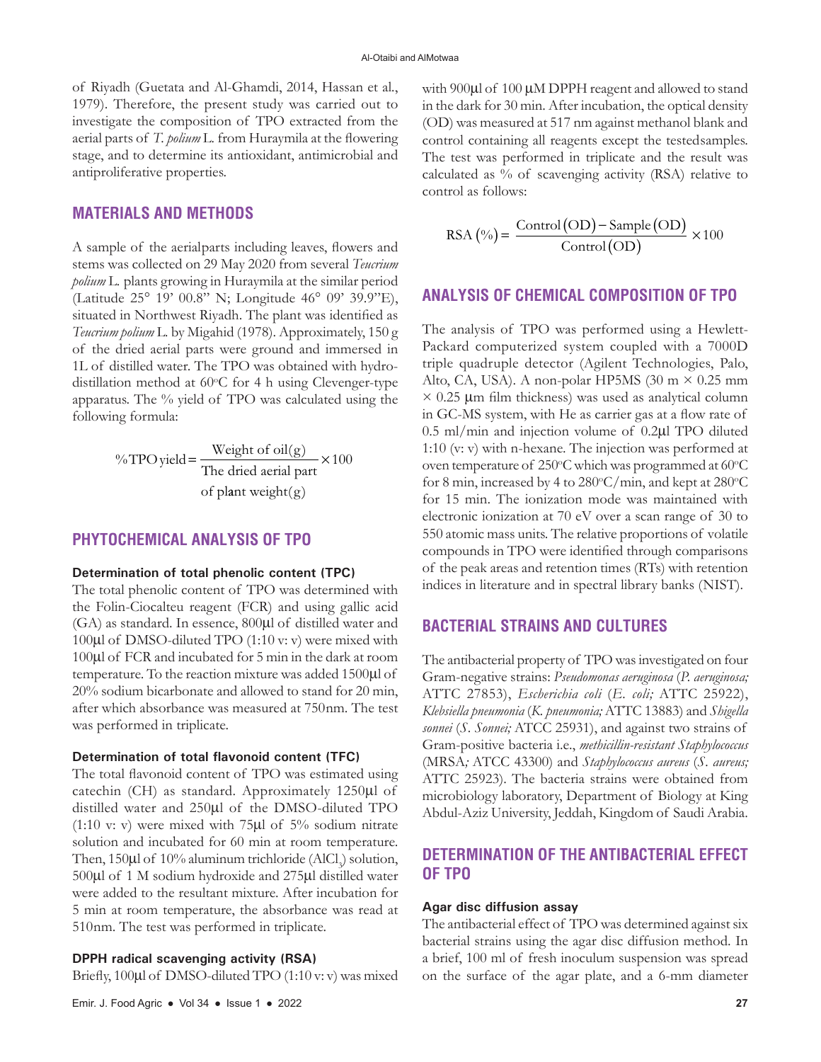of Riyadh (Guetata and Al-Ghamdi, 2014, Hassan et al., 1979). Therefore, the present study was carried out to investigate the composition of TPO extracted from the aerial parts of *T. polium* L. from Huraymila at the flowering stage, and to determine its antioxidant, antimicrobial and antiproliferative properties.

## MATERIALS AND METHODS

A sample of the aerialparts including leaves, flowers and stems was collected on 29 May 2020 from several *Teucrium polium* L. plants growing in Huraymila at the similar period (Latitude 25° 19' 00.8" N; Longitude 46° 09' 39.9"E), situated in Northwest Riyadh. The plant was identified as *Teucrium polium* L. by Migahid (1978). Approximately, 150 g of the dried aerial parts were ground and immersed in 1L of distilled water. The TPO was obtained with hydro-distillation method at 60°C for 4 h using Clevenger-type apparatus. The % yield of TPO was calculated using the following formula:

$$\%\text{TPO yield} = \frac{\text{Weight of oil(g)}}{\text{The dried aerial part of plant weight(g)}} \times 100$$

## PHYTOCHEMICAL ANALYSIS OF TPO

### Determination of total phenolic content (TPC)

The total phenolic content of TPO was determined with the Folin-Ciocalteu reagent (FCR) and using gallic acid (GA) as standard. In essence, 800µl of distilled water and 100µl of DMSO-diluted TPO (1:10 v: v) were mixed with 100µl of FCR and incubated for 5 min in the dark at room temperature. To the reaction mixture was added 1500µl of 20% sodium bicarbonate and allowed to stand for 20 min, after which absorbance was measured at 750nm. The test was performed in triplicate.

### Determination of total flavonoid content (TFC)

The total flavonoid content of TPO was estimated using catechin (CH) as standard. Approximately 1250µl of distilled water and 250µl of the DMSO-diluted TPO (1:10 v: v) were mixed with 75µl of 5% sodium nitrate solution and incubated for 60 min at room temperature. Then, 150µl of 10% aluminum trichloride ($AlCl_3$) solution, 500µl of 1 M sodium hydroxide and 275µl distilled water were added to the resultant mixture. After incubation for 5 min at room temperature, the absorbance was read at 510nm. The test was performed in triplicate.

### DPPH radical scavenging activity (RSA)

Briefly, 100µl of DMSO-diluted TPO (1:10 v: v) was mixed with 900µl of 100 µM DPPH reagent and allowed to stand in the dark for 30 min. After incubation, the optical density (OD) was measured at 517 nm against methanol blank and control containing all reagents except the testedsamples. The test was performed in triplicate and the result was calculated as % of scavenging activity (RSA) relative to control as follows:

$$\text{RSA}(\%) = \frac{\text{Control}(\text{OD}) - \text{Sample}(\text{OD})}{\text{Control}(\text{OD})} \times 100$$

## ANALYSIS OF CHEMICAL COMPOSITION OF TPO

The analysis of TPO was performed using a Hewlett-Packard computerized system coupled with a 7000D triple quadruple detector (Agilent Technologies, Palo, Alto, CA, USA). A non-polar HP5MS (30 m × 0.25 mm × 0.25 µm film thickness) was used as analytical column in GC-MS system, with He as carrier gas at a flow rate of 0.5 ml/min and injection volume of 0.2µl TPO diluted 1:10 (v: v) with n-hexane. The injection was performed at oven temperature of 250°C which was programmed at 60°C for 8 min, increased by 4 to 280°C/min, and kept at 280°C for 15 min. The ionization mode was maintained with electronic ionization at 70 eV over a scan range of 30 to 550 atomic mass units. The relative proportions of volatile compounds in TPO were identified through comparisons of the peak areas and retention times (RTs) with retention indices in literature and in spectral library banks (NIST).

## BACTERIAL STRAINS AND CULTURES

The antibacterial property of TPO was investigated on four Gram-negative strains: *Pseudomonas aeruginosa* (*P. aeruginosa;* ATTC 27853), *Escherichia coli* (*E. coli;* ATTC 25922), *Klebsiella pneumonia* (*K. pneumonia;* ATTC 13883) and *Shigella sonnei* (*S. Sonnei;* ATCC 25931), and against two strains of Gram-positive bacteria i.e., *methicillin-resistant Staphylococcus* (MRSA*;* ATCC 43300) and *Staphylococcus aureus* (*S. aureus;* ATTC 25923). The bacteria strains were obtained from microbiology laboratory, Department of Biology at King Abdul-Aziz University, Jeddah, Kingdom of Saudi Arabia.

## DETERMINATION OF THE ANTIBACTERIAL EFFECT OF TPO

### Agar disc diffusion assay

The antibacterial effect of TPO was determined against six bacterial strains using the agar disc diffusion method. In a brief, 100 ml of fresh inoculum suspension was spread on the surface of the agar plate, and a 6-mm diameter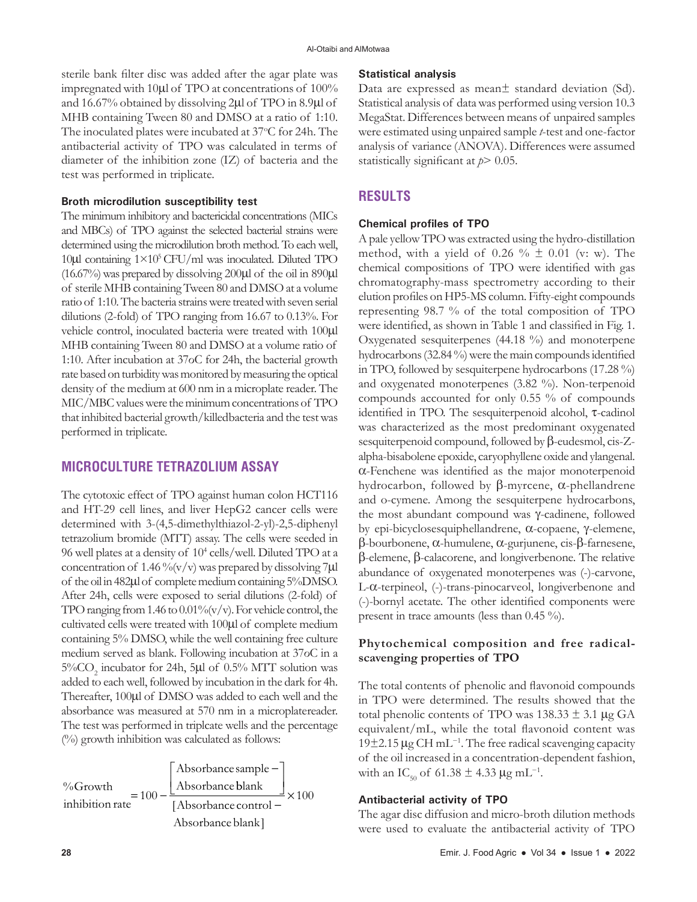sterile bank filter disc was added after the agar plate was impregnated with 10μl of TPO at concentrations of 100% and 16.67% obtained by dissolving 2μl of TPO in 8.9μl of MHB containing Tween 80 and DMSO at a ratio of 1:10. The inoculated plates were incubated at 37°C for 24h. The antibacterial activity of TPO was calculated in terms of diameter of the inhibition zone (IZ) of bacteria and the test was performed in triplicate.

### Broth microdilution susceptibility test

The minimum inhibitory and bactericidal concentrations (MICs and MBCs) of TPO against the selected bacterial strains were determined using the microdilution broth method. To each well, 10μl containing $1\times10^5$ CFU/ml was inoculated. Diluted TPO (16.67%) was prepared by dissolving 200μl of the oil in 890μl of sterile MHB containing Tween 80 and DMSO at a volume ratio of 1:10. The bacteria strains were treated with seven serial dilutions (2-fold) of TPO ranging from 16.67 to 0.13%. For vehicle control, inoculated bacteria were treated with 100μl MHB containing Tween 80 and DMSO at a volume ratio of 1:10. After incubation at 37oC for 24h, the bacterial growth rate based on turbidity was monitored by measuring the optical density of the medium at 600 nm in a microplate reader. The MIC/MBC values were the minimum concentrations of TPO that inhibited bacterial growth/killedbacteria and the test was performed in triplicate.

## MICROCULTURE TETRAZOLIUM ASSAY

The cytotoxic effect of TPO against human colon HCT116 and HT-29 cell lines, and liver HepG2 cancer cells were determined with 3-(4,5-dimethylthiazol-2-yl)-2,5-diphenyl tetrazolium bromide (MTT) assay. The cells were seeded in 96 well plates at a density of $10^4$ cells/well. Diluted TPO at a concentration of 1.46 %(v/v) was prepared by dissolving 7μl of the oil in 482μl of complete medium containing 5%DMSO. After 24h, cells were exposed to serial dilutions (2-fold) of TPO ranging from 1.46 to 0.01%(v/v). For vehicle control, the cultivated cells were treated with 100μl of complete medium containing 5% DMSO, while the well containing free culture medium served as blank. Following incubation at 37oC in a 5%$CO_2$ incubator for 24h, 5μl of 0.5% MTT solution was added to each well, followed by incubation in the dark for 4h. Thereafter, 100μl of DMSO was added to each well and the absorbance was measured at 570 nm in a microplatereader. The test was performed in triplcate wells and the percentage (%) growth inhibition was calculated as follows:

$$\text{\%Growth inhibition rate} = 100 - \frac{[\text{Absorbance sample} - \text{Absorbance blank}]}{[\text{Absorbance control} - \text{Absorbance blank}]} \times 100$$

### Statistical analysis

Data are expressed as mean± standard deviation (Sd). Statistical analysis of data was performed using version 10.3 MegaStat. Differences between means of unpaired samples were estimated using unpaired sample *t*-test and one-factor analysis of variance (ANOVA). Differences were assumed statistically significant at $p > 0.05$.

## RESULTS

### Chemical profiles of TPO

A pale yellow TPO was extracted using the hydro-distillation method, with a yield of 0.26 % ± 0.01 (v: w). The chemical compositions of TPO were identified with gas chromatography-mass spectrometry according to their elution profiles on HP5-MS column. Fifty-eight compounds representing 98.7 % of the total composition of TPO were identified, as shown in Table 1 and classified in Fig. 1. Oxygenated sesquiterpenes (44.18 %) and monoterpene hydrocarbons (32.84 %) were the main compounds identified in TPO, followed by sesquiterpene hydrocarbons (17.28 %) and oxygenated monoterpenes (3.82 %). Non-terpenoid compounds accounted for only 0.55 % of compounds identified in TPO. The sesquiterpenoid alcohol, τ-cadinol was characterized as the most predominant oxygenated sesquiterpenoid compound, followed by β-eudesmol, cis-Z-alpha-bisabolene epoxide, caryophyllene oxide and ylangenal. α-Fenchene was identified as the major monoterpenoid hydrocarbon, followed by β-myrcene, α-phellandrene and o-cymene. Among the sesquiterpene hydrocarbons, the most abundant compound was γ-cadinene, followed by epi-bicyclosesquiphellandrene, α-copaene, γ-elemene, β-bourbonene, α-humulene, α-gurjunene, cis-β-farnesene, β-elemene, β-calacorene, and longiverbenone. The relative abundance of oxygenated monoterpenes was (-)-carvone, L-α-terpineol, (-)-trans-pinocarveol, longiverbenone and (-)-bornyl acetate. The other identified components were present in trace amounts (less than 0.45 %).

### Phytochemical composition and free radical-scavenging properties of TPO

The total contents of phenolic and flavonoid compounds in TPO were determined. The results showed that the total phenolic contents of TPO was 138.33 ± 3.1 μg GA equivalent/mL, while the total flavonoid content was 19±2.15 μg CH $mL^{-1}$. The free radical scavenging capacity of the oil increased in a concentration-dependent fashion, with an $IC_{50}$ of 61.38 ± 4.33 μg $mL^{-1}$.

### Antibacterial activity of TPO

The agar disc diffusion and micro-broth dilution methods were used to evaluate the antibacterial activity of TPO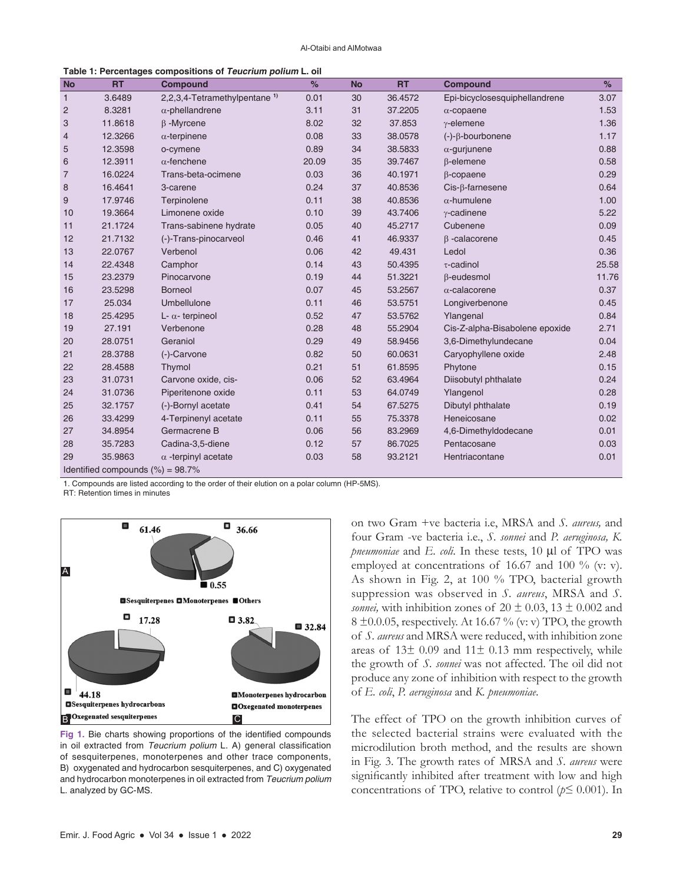**Table 1: Percentages compositions of *Teucrium polium* L. oil**

| No | RT | Compound | % | No | RT | Compound | % |
|---|---|---|---|---|---|---|---|
| 1 | 3.6489 | 2,2,3,4-Tetramethylpentane [1)] | 0.01 | 30 | 36.4572 | Epi-bicyclosesquiphellandrene | 3.07 |
| 2 | 8.3281 | α-phellandrene | 3.11 | 31 | 37.2205 | α-copaene | 1.53 |
| 3 | 11.8618 | β -Myrcene | 8.02 | 32 | 37.853 | γ-elemene | 1.36 |
| 4 | 12.3266 | α-terpinene | 0.08 | 33 | 38.0578 | (-)-β-bourbonene | 1.17 |
| 5 | 12.3598 | o-cymene | 0.89 | 34 | 38.5833 | α-gurjunene | 0.88 |
| 6 | 12.3911 | α-fenchene | 20.09 | 35 | 39.7467 | β-elemene | 0.58 |
| 7 | 16.0224 | Trans-beta-ocimene | 0.03 | 36 | 40.1971 | β-copaene | 0.29 |
| 8 | 16.4641 | 3-carene | 0.24 | 37 | 40.8536 | Cis-β-farnesene | 0.64 |
| 9 | 17.9746 | Terpinolene | 0.11 | 38 | 40.8536 | α-humulene | 1.00 |
| 10 | 19.3664 | Limonene oxide | 0.10 | 39 | 43.7406 | γ-cadinene | 5.22 |
| 11 | 21.1724 | Trans-sabinene hydrate | 0.05 | 40 | 45.2717 | Cubenene | 0.09 |
| 12 | 21.7132 | (-)-Trans-pinocarveol | 0.46 | 41 | 46.9337 | β -calacorene | 0.45 |
| 13 | 22.0767 | Verbenol | 0.06 | 42 | 49.431 | Ledol | 0.36 |
| 14 | 22.4348 | Camphor | 0.14 | 43 | 50.4395 | τ-cadinol | 25.58 |
| 15 | 23.2379 | Pinocarvone | 0.19 | 44 | 51.3221 | β-eudesmol | 11.76 |
| 16 | 23.5298 | Borneol | 0.07 | 45 | 53.2567 | α-calacorene | 0.37 |
| 17 | 25.034 | Umbellulone | 0.11 | 46 | 53.5751 | Longiverbenone | 0.45 |
| 18 | 25.4295 | L- α- terpineol | 0.52 | 47 | 53.5762 | Ylangenal | 0.84 |
| 19 | 27.191 | Verbenone | 0.28 | 48 | 55.2904 | Cis-Z-alpha-Bisabolene epoxide | 2.71 |
| 20 | 28.0751 | Geraniol | 0.29 | 49 | 58.9456 | 3,6-Dimethylundecane | 0.04 |
| 21 | 28.3788 | (-)-Carvone | 0.82 | 50 | 60.0631 | Caryophyllene oxide | 2.48 |
| 22 | 28.4588 | Thymol | 0.21 | 51 | 61.8595 | Phytone | 0.15 |
| 23 | 31.0731 | Carvone oxide, cis- | 0.06 | 52 | 63.4964 | Diisobutyl phthalate | 0.24 |
| 24 | 31.0736 | Piperitenone oxide | 0.11 | 53 | 64.0749 | Ylangenol | 0.28 |
| 25 | 32.1757 | (-)-Bornyl acetate | 0.41 | 54 | 67.5275 | Dibutyl phthalate | 0.19 |
| 26 | 33.4299 | 4-Terpinenyl acetate | 0.11 | 55 | 75.3378 | Heneicosane | 0.02 |
| 27 | 34.8954 | Germacrene B | 0.06 | 56 | 83.2969 | 4,6-Dimethyldodecane | 0.01 |
| 28 | 35.7283 | Cadina-3,5-diene | 0.12 | 57 | 86.7025 | Pentacosane | 0.03 |
| 29 | 35.9863 | α -terpinyl acetate | 0.03 | 58 | 93.2121 | Hentriacontane | 0.01 |
| Identified compounds (%) = 98.7% | | | | | | | |

1. Compounds are listed according to the order of their elution on a polar column (HP-5MS).
RT: Retention times in minutes

**Fig 1.** Bie charts showing proportions of the identified compounds in oil extracted from *Teucrium polium* L. A) general classification of sesquiterpenes, monoterpenes and other trace components, B) oxygenated and hydrocarbon sesquiterpenes, and C) oxygenated and hydrocarbon monoterpenes in oil extracted from *Teucrium polium* L. analyzed by GC-MS.

on two Gram +ve bacteria i.e, MRSA and *S. aureus,* and four Gram -ve bacteria i.e., *S. sonnei* and *P. aeruginosa, K. pneumoniae* and *E. coli*. In these tests, 10 µl of TPO was employed at concentrations of 16.67 and 100 % (v: v). As shown in Fig. 2, at 100 % TPO, bacterial growth suppression was observed in *S. aureus*, MRSA and *S. sonnei,* with inhibition zones of 20 ± 0.03, 13 ± 0.002 and 8 ±0.0.05, respectively. At 16.67 % (v: v) TPO, the growth of *S. aureus* and MRSA were reduced, with inhibition zone areas of 13± 0.09 and 11± 0.13 mm respectively, while the growth of *S. sonnei* was not affected. The oil did not produce any zone of inhibition with respect to the growth of *E. coli*, *P. aeruginosa* and *K. pneumoniae*.

The effect of TPO on the growth inhibition curves of the selected bacterial strains were evaluated with the microdilution broth method, and the results are shown in Fig. 3. The growth rates of MRSA and *S. aureus* were significantly inhibited after treatment with low and high concentrations of TPO, relative to control ($p \leq 0.001$). In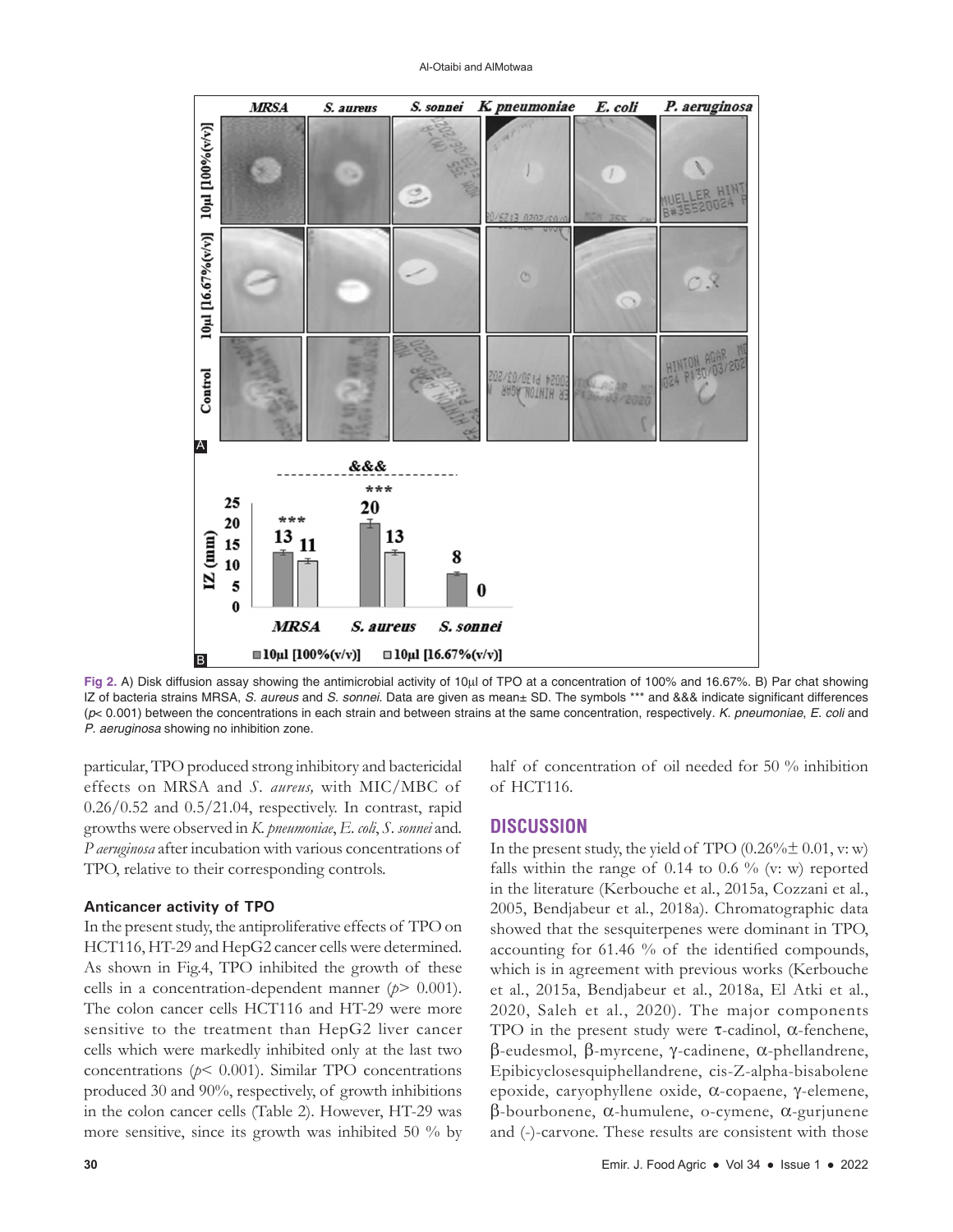Fig 2. A) Disk diffusion assay showing the antimicrobial activity of 10µl of TPO at a concentration of 100% and 16.67%. B) Par chat showing IZ of bacteria strains MRSA, *S. aureus* and *S. sonnei*. Data are given as mean± SD. The symbols *** and &&& indicate significant differences ($p < 0.001$) between the concentrations in each strain and between strains at the same concentration, respectively. *K. pneumoniae*, *E. coli* and *P. aeruginosa* showing no inhibition zone.

particular, TPO produced strong inhibitory and bactericidal effects on MRSA and *S. aureus,* with MIC/MBC of 0.26/0.52 and 0.5/21.04, respectively. In contrast, rapid growths were observed in *K. pneumoniae*, *E. coli*, *S. sonnei* and. *P aeruginosa* after incubation with various concentrations of TPO, relative to their corresponding controls.

### Anticancer activity of TPO

In the present study, the antiproliferative effects of TPO on HCT116, HT-29 and HepG2 cancer cells were determined. As shown in Fig.4, TPO inhibited the growth of these cells in a concentration-dependent manner ($p > 0.001$). The colon cancer cells HCT116 and HT-29 were more sensitive to the treatment than HepG2 liver cancer cells which were markedly inhibited only at the last two concentrations ($p < 0.001$). Similar TPO concentrations produced 30 and 90%, respectively, of growth inhibitions in the colon cancer cells (Table 2). However, HT-29 was more sensitive, since its growth was inhibited 50 % by half of concentration of oil needed for 50 % inhibition of HCT116.

## DISCUSSION

In the present study, the yield of TPO (0.26%± 0.01, v: w) falls within the range of 0.14 to 0.6 % (v: w) reported in the literature (Kerbouche et al., 2015a, Cozzani et al., 2005, Bendjabeur et al., 2018a). Chromatographic data showed that the sesquiterpenes were dominant in TPO, accounting for 61.46 % of the identified compounds, which is in agreement with previous works (Kerbouche et al., 2015a, Bendjabeur et al., 2018a, El Atki et al., 2020, Saleh et al., 2020). The major components TPO in the present study were τ-cadinol, α-fenchene, β-eudesmol, β-myrcene, γ-cadinene, α-phellandrene, Epibicyclosesquiphellandrene, cis-Z-alpha-bisabolene epoxide, caryophyllene oxide, α-copaene, γ-elemene, β-bourbonene, α-humulene, o-cymene, α-gurjunene and (-)-carvone. These results are consistent with those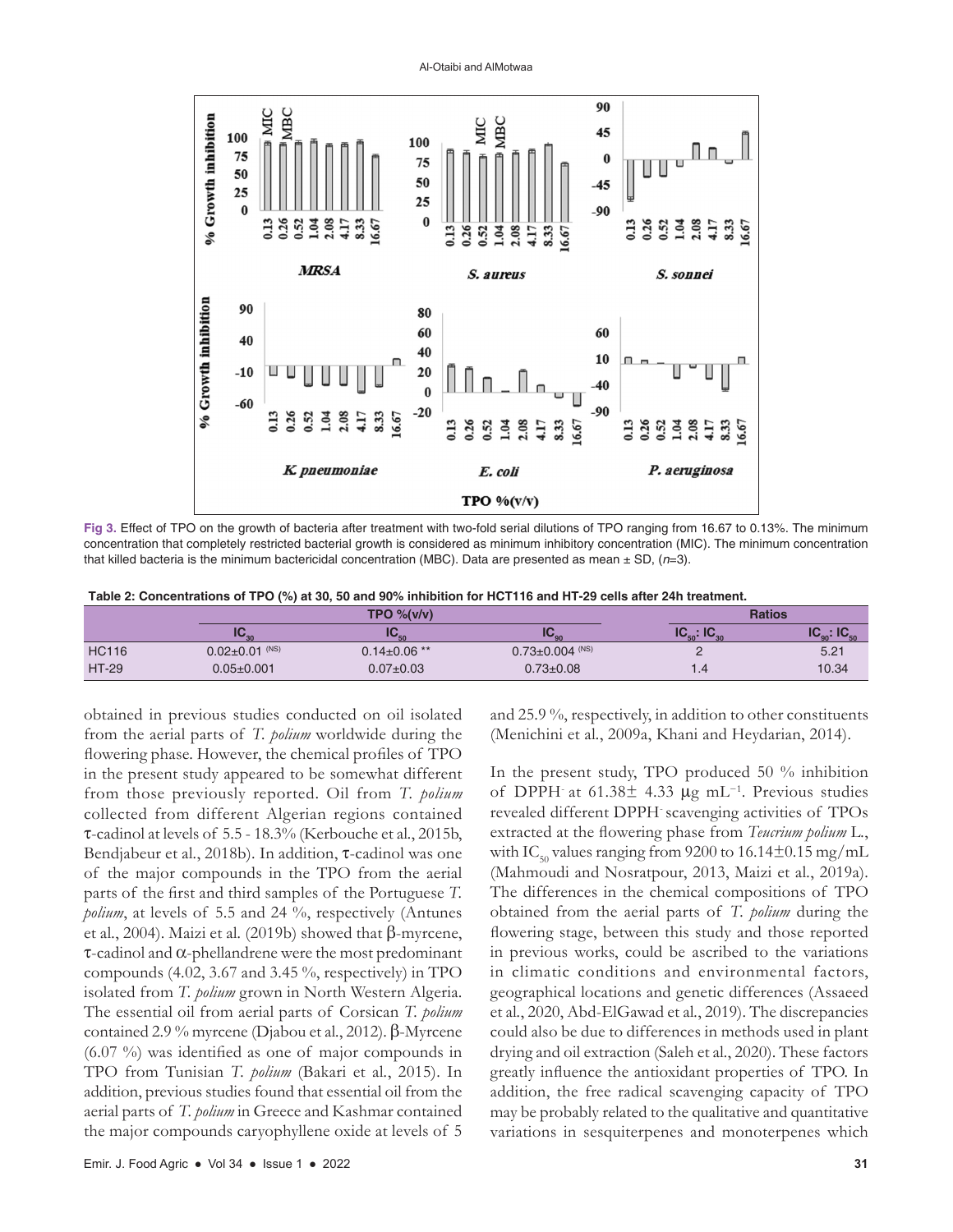Fig 3. Effect of TPO on the growth of bacteria after treatment with two-fold serial dilutions of TPO ranging from 16.67 to 0.13%. The minimum concentration that completely restricted bacterial growth is considered as minimum inhibitory concentration (MIC). The minimum concentration that killed bacteria is the minimum bactericidal concentration (MBC). Data are presented as mean ± SD, (*n*=3).

**Table 2: Concentrations of TPO (%) at 30, 50 and 90% inhibition for HCT116 and HT-29 cells after 24h treatment.**

| | TPO %(v/v) | | | Ratios | |
|---|---|---|---|---|---|
| | $IC_{30}$ | $IC_{50}$ | $IC_{90}$ | $IC_{50}$: $IC_{30}$ | $IC_{90}$: $IC_{50}$ |
| HC116 | 0.02±0.01 (NS) | 0.14±0.06 ** | 0.73±0.004 (NS) | 2 | 5.21 |
| HT-29 | 0.05±0.001 | 0.07±0.03 | 0.73±0.08 | 1.4 | 10.34 |

obtained in previous studies conducted on oil isolated from the aerial parts of *T. polium* worldwide during the flowering phase. However, the chemical profiles of TPO in the present study appeared to be somewhat different from those previously reported. Oil from *T. polium* collected from different Algerian regions contained τ-cadinol at levels of 5.5 - 18.3% (Kerbouche et al., 2015b, Bendjabeur et al., 2018b). In addition, τ-cadinol was one of the major compounds in the TPO from the aerial parts of the first and third samples of the Portuguese *T. polium*, at levels of 5.5 and 24 %, respectively (Antunes et al., 2004). Maizi et al. (2019b) showed that β-myrcene, τ-cadinol and α-phellandrene were the most predominant compounds (4.02, 3.67 and 3.45 %, respectively) in TPO isolated from *T. polium* grown in North Western Algeria. The essential oil from aerial parts of Corsican *T. polium* contained 2.9 % myrcene (Djabou et al., 2012). β-Myrcene (6.07 %) was identified as one of major compounds in TPO from Tunisian *T. polium* (Bakari et al., 2015). In addition, previous studies found that essential oil from the aerial parts of *T. polium* in Greece and Kashmar contained the major compounds caryophyllene oxide at levels of 5 and 25.9 %, respectively, in addition to other constituents (Menichini et al., 2009a, Khani and Heydarian, 2014).

In the present study, TPO produced 50 % inhibition of DPPH$^-$ at 61.38± 4.33 μg mL$^{-1}$. Previous studies revealed different DPPH$^-$ scavenging activities of TPOs extracted at the flowering phase from *Teucrium polium* L., with $IC_{50}$ values ranging from 9200 to 16.14±0.15 mg/mL (Mahmoudi and Nosratpour, 2013, Maizi et al., 2019a). The differences in the chemical compositions of TPO obtained from the aerial parts of *T. polium* during the flowering stage, between this study and those reported in previous works, could be ascribed to the variations in climatic conditions and environmental factors, geographical locations and genetic differences (Assaeed et al., 2020, Abd-ElGawad et al., 2019). The discrepancies could also be due to differences in methods used in plant drying and oil extraction (Saleh et al., 2020). These factors greatly influence the antioxidant properties of TPO. In addition, the free radical scavenging capacity of TPO may be probably related to the qualitative and quantitative variations in sesquiterpenes and monoterpenes which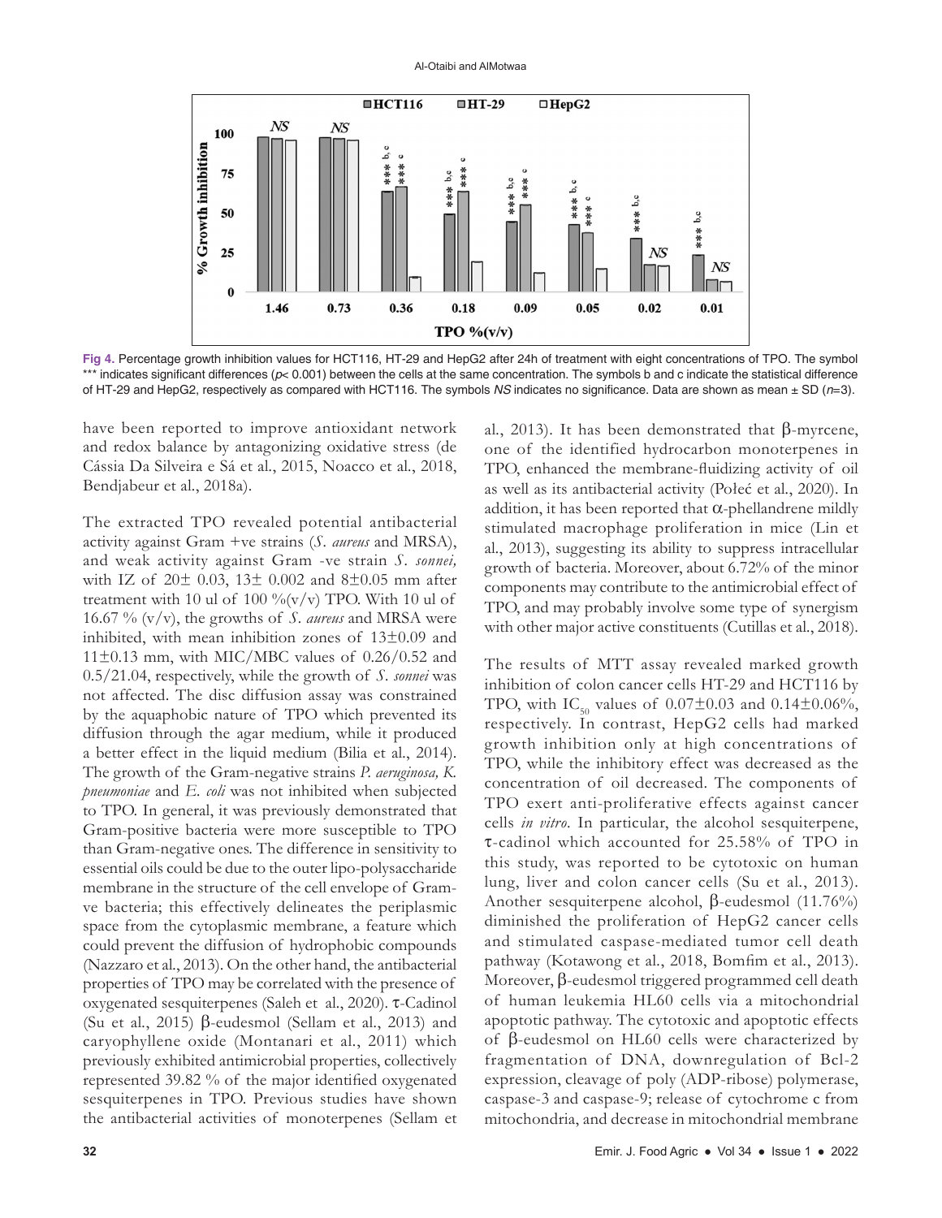Fig 4. Percentage growth inhibition values for HCT116, HT-29 and HepG2 after 24h of treatment with eight concentrations of TPO. The symbol *** indicates significant differences ($p$< 0.001) between the cells at the same concentration. The symbols b and c indicate the statistical difference of HT-29 and HepG2, respectively as compared with HCT116. The symbols *NS* indicates no significance. Data are shown as mean ± SD ($n$=3).

have been reported to improve antioxidant network and redox balance by antagonizing oxidative stress (de Cássia Da Silveira e Sá et al., 2015, Noacco et al., 2018, Bendjabeur et al., 2018a).

The extracted TPO revealed potential antibacterial activity against Gram +ve strains (*S. aureus* and MRSA), and weak activity against Gram -ve strain *S. sonnei,* with IZ of 20± 0.03, 13± 0.002 and 8±0.05 mm after treatment with 10 ul of 100 %(v/v) TPO. With 10 ul of 16.67 % (v/v), the growths of *S. aureus* and MRSA were inhibited, with mean inhibition zones of 13±0.09 and 11±0.13 mm, with MIC/MBC values of 0.26/0.52 and 0.5/21.04, respectively, while the growth of *S. sonnei* was not affected. The disc diffusion assay was constrained by the aquaphobic nature of TPO which prevented its diffusion through the agar medium, while it produced a better effect in the liquid medium (Bilia et al., 2014). The growth of the Gram-negative strains *P. aeruginosa, K. pneumoniae* and *E. coli* was not inhibited when subjected to TPO. In general, it was previously demonstrated that Gram-positive bacteria were more susceptible to TPO than Gram-negative ones. The difference in sensitivity to essential oils could be due to the outer lipo-polysaccharide membrane in the structure of the cell envelope of Gram-ve bacteria; this effectively delineates the periplasmic space from the cytoplasmic membrane, a feature which could prevent the diffusion of hydrophobic compounds (Nazzaro et al., 2013). On the other hand, the antibacterial properties of TPO may be correlated with the presence of oxygenated sesquiterpenes (Saleh et al., 2020). τ-Cadinol (Su et al., 2015) β-eudesmol (Sellam et al., 2013) and caryophyllene oxide (Montanari et al., 2011) which previously exhibited antimicrobial properties, collectively represented 39.82 % of the major identified oxygenated sesquiterpenes in TPO. Previous studies have shown the antibacterial activities of monoterpenes (Sellam et al., 2013). It has been demonstrated that β-myrcene, one of the identified hydrocarbon monoterpenes in TPO, enhanced the membrane-fluidizing activity of oil as well as its antibacterial activity (Połeć et al., 2020). In addition, it has been reported that α-phellandrene mildly stimulated macrophage proliferation in mice (Lin et al., 2013), suggesting its ability to suppress intracellular growth of bacteria. Moreover, about 6.72% of the minor components may contribute to the antimicrobial effect of TPO, and may probably involve some type of synergism with other major active constituents (Cutillas et al., 2018).

The results of MTT assay revealed marked growth inhibition of colon cancer cells HT-29 and HCT116 by TPO, with $IC_{50}$ values of 0.07±0.03 and 0.14±0.06%, respectively. In contrast, HepG2 cells had marked growth inhibition only at high concentrations of TPO, while the inhibitory effect was decreased as the concentration of oil decreased. The components of TPO exert anti-proliferative effects against cancer cells *in vitro*. In particular, the alcohol sesquiterpene, τ-cadinol which accounted for 25.58% of TPO in this study, was reported to be cytotoxic on human lung, liver and colon cancer cells (Su et al., 2013). Another sesquiterpene alcohol, β-eudesmol (11.76%) diminished the proliferation of HepG2 cancer cells and stimulated caspase-mediated tumor cell death pathway (Kotawong et al., 2018, Bomfim et al., 2013). Moreover, β-eudesmol triggered programmed cell death of human leukemia HL60 cells via a mitochondrial apoptotic pathway. The cytotoxic and apoptotic effects of β-eudesmol on HL60 cells were characterized by fragmentation of DNA, downregulation of Bcl-2 expression, cleavage of poly (ADP-ribose) polymerase, caspase-3 and caspase-9; release of cytochrome c from mitochondria, and decrease in mitochondrial membrane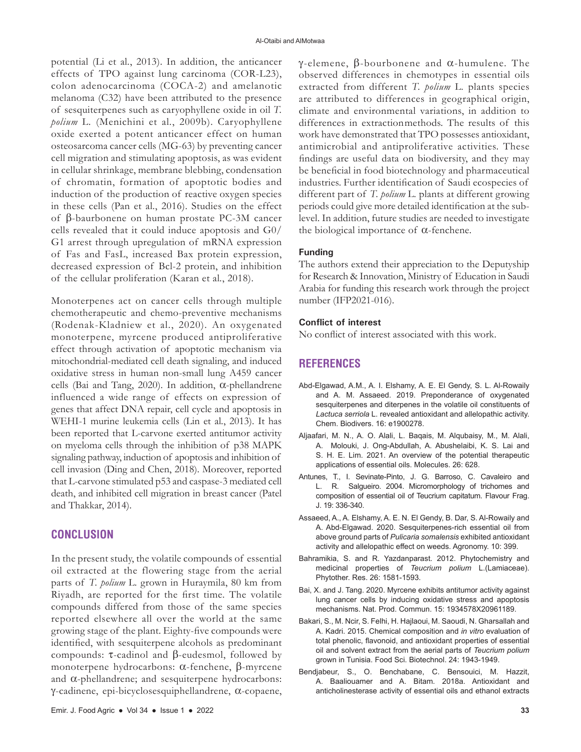potential (Li et al., 2013). In addition, the anticancer effects of TPO against lung carcinoma (COR-L23), colon adenocarcinoma (COCA-2) and amelanotic melanoma (C32) have been attributed to the presence of sesquiterpenes such as caryophyllene oxide in oil *T. polium* L. (Menichini et al., 2009b). Caryophyllene oxide exerted a potent anticancer effect on human osteosarcoma cancer cells (MG-63) by preventing cancer cell migration and stimulating apoptosis, as was evident in cellular shrinkage, membrane blebbing, condensation of chromatin, formation of apoptotic bodies and induction of the production of reactive oxygen species in these cells (Pan et al., 2016). Studies on the effect of β-baurbonene on human prostate PC-3M cancer cells revealed that it could induce apoptosis and G0/G1 arrest through upregulation of mRNA expression of Fas and FasL, increased Bax protein expression, decreased expression of Bcl-2 protein, and inhibition of the cellular proliferation (Karan et al., 2018).

Monoterpenes act on cancer cells through multiple chemotherapeutic and chemo-preventive mechanisms (Rodenak-Kladniew et al., 2020). An oxygenated monoterpene, myrcene produced antiproliferative effect through activation of apoptotic mechanism via mitochondrial-mediated cell death signaling, and induced oxidative stress in human non-small lung A459 cancer cells (Bai and Tang, 2020). In addition, α-phellandrene influenced a wide range of effects on expression of genes that affect DNA repair, cell cycle and apoptosis in WEHI-1 murine leukemia cells (Lin et al., 2013). It has been reported that L-carvone exerted antitumor activity on myeloma cells through the inhibition of p38 MAPK signaling pathway, induction of apoptosis and inhibition of cell invasion (Ding and Chen, 2018). Moreover, reported that L-carvone stimulated p53 and caspase-3 mediated cell death, and inhibited cell migration in breast cancer (Patel and Thakkar, 2014).

## CONCLUSION

In the present study, the volatile compounds of essential oil extracted at the flowering stage from the aerial parts of *T. polium* L. grown in Huraymila, 80 km from Riyadh, are reported for the first time. The volatile compounds differed from those of the same species reported elsewhere all over the world at the same growing stage of the plant. Eighty-five compounds were identified, with sesquiterpene alcohols as predominant compounds: τ-cadinol and β-eudesmol, followed by monoterpene hydrocarbons: α-fenchene, β-myrcene and α-phellandrene; and sesquiterpene hydrocarbons: γ-cadinene, epi-bicyclosesquiphellandrene, α-copaene, γ-elemene, β-bourbonene and α-humulene. The observed differences in chemotypes in essential oils extracted from different *T. polium* L. plants species are attributed to differences in geographical origin, climate and environmental variations, in addition to differences in extractionmethods. The results of this work have demonstrated that TPO possesses antioxidant, antimicrobial and antiproliferative activities. These findings are useful data on biodiversity, and they may be beneficial in food biotechnology and pharmaceutical industries. Further identification of Saudi ecospecies of different part of *T. polium* L. plants at different growing periods could give more detailed identification at the sub-level. In addition, future studies are needed to investigate the biological importance of α-fenchene.

### Funding

The authors extend their appreciation to the Deputyship for Research & Innovation, Ministry of Education in Saudi Arabia for funding this research work through the project number (IFP2021-016).

### Conflict of interest

No conflict of interest associated with this work.

## REFERENCES

- Abd-Elgawad, A.M., A. I. Elshamy, A. E. El Gendy, S. L. Al-Rowaily and A. M. Assaeed. 2019. Preponderance of oxygenated sesquiterpenes and diterpenes in the volatile oil constituents of *Lactuca serriola* L. revealed antioxidant and allelopathic activity. Chem. Biodivers. 16: e1900278.
- Aljaafari, M. N., A. O. Alali, L. Baqais, M. Alqubaisy, M., M. Alali, A. Molouki, J. Ong-Abdullah, A. Abushelaibi, K. S. Lai and S. H. E. Lim. 2021. An overview of the potential therapeutic applications of essential oils. Molecules. 26: 628.
- Antunes, T., I. Sevinate-Pinto, J. G. Barroso, C. Cavaleiro and L. R. Salgueiro. 2004. Micromorphology of trichomes and composition of essential oil of Teucrium capitatum. Flavour Frag. J. 19: 336-340.
- Assaeed, A., A. Elshamy, A. E. N. El Gendy, B. Dar, S. Al-Rowaily and A. Abd-Elgawad. 2020. Sesquiterpenes-rich essential oil from above ground parts of *Pulicaria somalensis* exhibited antioxidant activity and allelopathic effect on weeds. Agronomy. 10: 399.
- Bahramikia, S. and R. Yazdanparast. 2012. Phytochemistry and medicinal properties of *Teucrium polium* L.(Lamiaceae). Phytother. Res. 26: 1581-1593.
- Bai, X. and J. Tang. 2020. Myrcene exhibits antitumor activity against lung cancer cells by inducing oxidative stress and apoptosis mechanisms. Nat. Prod. Commun. 15: 1934578X20961189.
- Bakari, S., M. Ncir, S. Felhi, H. Hajlaoui, M. Saoudi, N. Gharsallah and A. Kadri. 2015. Chemical composition and *in vitro* evaluation of total phenolic, flavonoid, and antioxidant properties of essential oil and solvent extract from the aerial parts of *Teucrium polium* grown in Tunisia. Food Sci. Biotechnol. 24: 1943-1949.
- Bendjabeur, S., O. Benchabane, C. Bensouici, M. Hazzit, A. Baaliouamer and A. Bitam. 2018a. Antioxidant and anticholinesterase activity of essential oils and ethanol extracts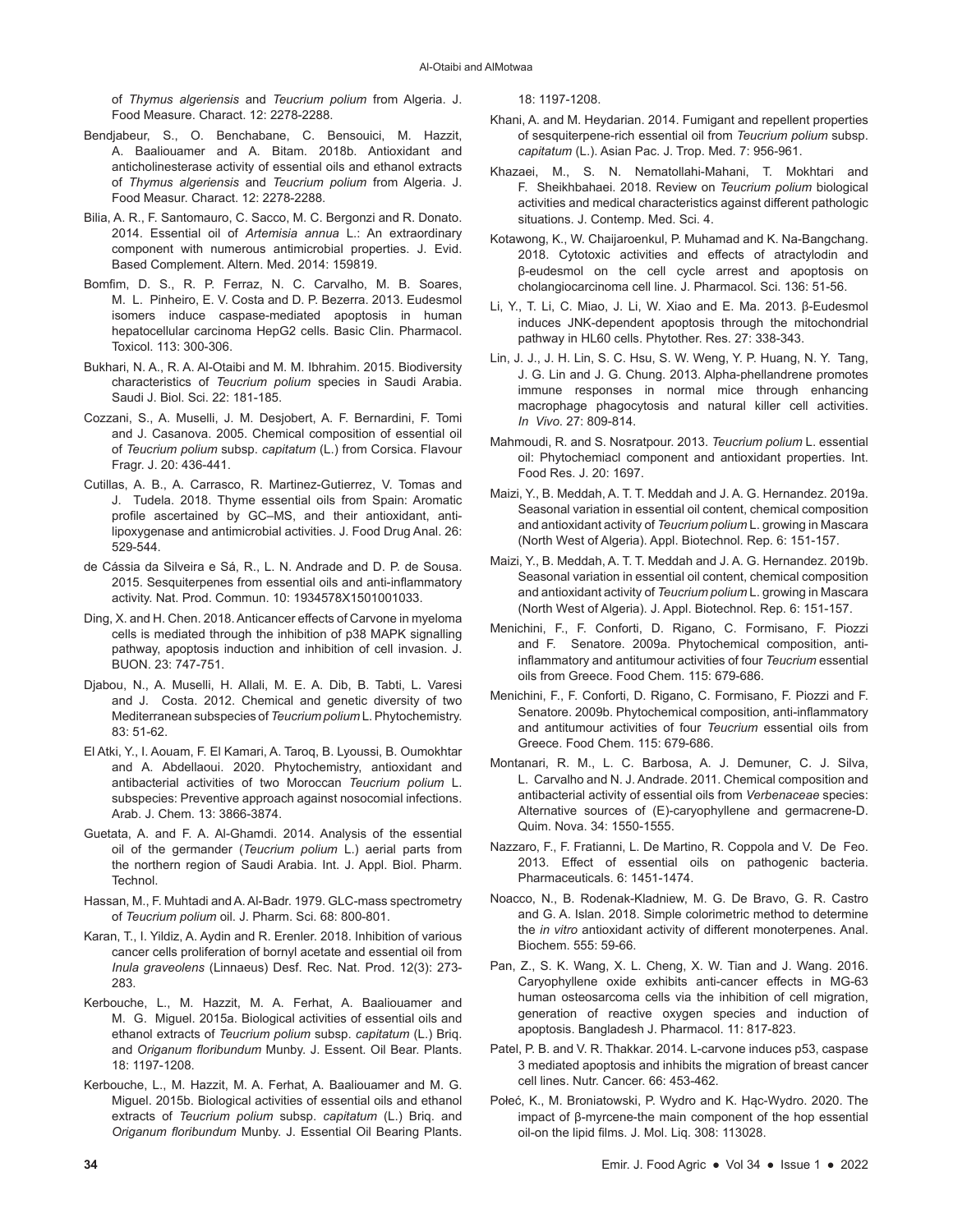of *Thymus algeriensis* and *Teucrium polium* from Algeria. J. Food Measure. Charact. 12: 2278-2288.

Bendjabeur, S., O. Benchabane, C. Bensouici, M. Hazzit, A. Baaliouamer and A. Bitam. 2018b. Antioxidant and anticholinesterase activity of essential oils and ethanol extracts of *Thymus algeriensis* and *Teucrium polium* from Algeria. J. Food Measur. Charact. 12: 2278-2288.

Bilia, A. R., F. Santomauro, C. Sacco, M. C. Bergonzi and R. Donato. 2014. Essential oil of *Artemisia annua* L.: An extraordinary component with numerous antimicrobial properties. J. Evid. Based Complement. Altern. Med. 2014: 159819.

Bomfim, D. S., R. P. Ferraz, N. C. Carvalho, M. B. Soares, M. L. Pinheiro, E. V. Costa and D. P. Bezerra. 2013. Eudesmol isomers induce caspase-mediated apoptosis in human hepatocellular carcinoma HepG2 cells. Basic Clin. Pharmacol. Toxicol. 113: 300-306.

Bukhari, N. A., R. A. Al-Otaibi and M. M. Ibhrahim. 2015. Biodiversity characteristics of *Teucrium polium* species in Saudi Arabia. Saudi J. Biol. Sci. 22: 181-185.

Cozzani, S., A. Muselli, J. M. Desjobert, A. F. Bernardini, F. Tomi and J. Casanova. 2005. Chemical composition of essential oil of *Teucrium polium* subsp. *capitatum* (L.) from Corsica. Flavour Fragr. J. 20: 436-441.

Cutillas, A. B., A. Carrasco, R. Martinez-Gutierrez, V. Tomas and J. Tudela. 2018. Thyme essential oils from Spain: Aromatic profile ascertained by GC–MS, and their antioxidant, anti-lipoxygenase and antimicrobial activities. J. Food Drug Anal. 26: 529-544.

de Cássia da Silveira e Sá, R., L. N. Andrade and D. P. de Sousa. 2015. Sesquiterpenes from essential oils and anti-inflammatory activity. Nat. Prod. Commun. 10: 1934578X1501001033.

Ding, X. and H. Chen. 2018. Anticancer effects of Carvone in myeloma cells is mediated through the inhibition of p38 MAPK signalling pathway, apoptosis induction and inhibition of cell invasion. J. BUON. 23: 747-751.

Djabou, N., A. Muselli, H. Allali, M. E. A. Dib, B. Tabti, L. Varesi and J. Costa. 2012. Chemical and genetic diversity of two Mediterranean subspecies of *Teucrium polium* L. Phytochemistry. 83: 51-62.

El Atki, Y., I. Aouam, F. El Kamari, A. Taroq, B. Lyoussi, B. Oumokhtar and A. Abdellaoui. 2020. Phytochemistry, antioxidant and antibacterial activities of two Moroccan *Teucrium polium* L. subspecies: Preventive approach against nosocomial infections. Arab. J. Chem. 13: 3866-3874.

Guetata, A. and F. A. Al-Ghamdi. 2014. Analysis of the essential oil of the germander (*Teucrium polium* L.) aerial parts from the northern region of Saudi Arabia. Int. J. Appl. Biol. Pharm. Technol.

Hassan, M., F. Muhtadi and A. Al-Badr. 1979. GLC-mass spectrometry of *Teucrium polium* oil. J. Pharm. Sci. 68: 800-801.

Karan, T., I. Yildiz, A. Aydin and R. Erenler. 2018. Inhibition of various cancer cells proliferation of bornyl acetate and essential oil from *Inula graveolens* (Linnaeus) Desf. Rec. Nat. Prod. 12(3): 273-283.

Kerbouche, L., M. Hazzit, M. A. Ferhat, A. Baaliouamer and M. G. Miguel. 2015a. Biological activities of essential oils and ethanol extracts of *Teucrium polium* subsp. *capitatum* (L.) Briq. and *Origanum floribundum* Munby. J. Essent. Oil Bear. Plants. 18: 1197-1208.

Kerbouche, L., M. Hazzit, M. A. Ferhat, A. Baaliouamer and M. G. Miguel. 2015b. Biological activities of essential oils and ethanol extracts of *Teucrium polium* subsp. *capitatum* (L.) Briq. and *Origanum floribundum* Munby. J. Essential Oil Bearing Plants. 18: 1197-1208.

Khani, A. and M. Heydarian. 2014. Fumigant and repellent properties of sesquiterpene-rich essential oil from *Teucrium polium* subsp. *capitatum* (L.). Asian Pac. J. Trop. Med. 7: 956-961.

Khazaei, M., S. N. Nematollahi-Mahani, T. Mokhtari and F. Sheikhbahaei. 2018. Review on *Teucrium polium* biological activities and medical characteristics against different pathologic situations. J. Contemp. Med. Sci. 4.

Kotawong, K., W. Chaijaroenkul, P. Muhamad and K. Na-Bangchang. 2018. Cytotoxic activities and effects of atractylodin and β-eudesmol on the cell cycle arrest and apoptosis on cholangiocarcinoma cell line. J. Pharmacol. Sci. 136: 51-56.

Li, Y., T. Li, C. Miao, J. Li, W. Xiao and E. Ma. 2013. β-Eudesmol induces JNK-dependent apoptosis through the mitochondrial pathway in HL60 cells. Phytother. Res. 27: 338-343.

Lin, J. J., J. H. Lin, S. C. Hsu, S. W. Weng, Y. P. Huang, N. Y. Tang, J. G. Lin and J. G. Chung. 2013. Alpha-phellandrene promotes immune responses in normal mice through enhancing macrophage phagocytosis and natural killer cell activities. *In Vivo*. 27: 809-814.

Mahmoudi, R. and S. Nosratpour. 2013. *Teucrium polium* L. essential oil: Phytochemiacl component and antioxidant properties. Int. Food Res. J. 20: 1697.

Maizi, Y., B. Meddah, A. T. T. Meddah and J. A. G. Hernandez. 2019a. Seasonal variation in essential oil content, chemical composition and antioxidant activity of *Teucrium polium* L. growing in Mascara (North West of Algeria). Appl. Biotechnol. Rep. 6: 151-157.

Maizi, Y., B. Meddah, A. T. T. Meddah and J. A. G. Hernandez. 2019b. Seasonal variation in essential oil content, chemical composition and antioxidant activity of *Teucrium polium* L. growing in Mascara (North West of Algeria). J. Appl. Biotechnol. Rep. 6: 151-157.

Menichini, F., F. Conforti, D. Rigano, C. Formisano, F. Piozzi and F. Senatore. 2009a. Phytochemical composition, anti-inflammatory and antitumour activities of four *Teucrium* essential oils from Greece. Food Chem. 115: 679-686.

Menichini, F., F. Conforti, D. Rigano, C. Formisano, F. Piozzi and F. Senatore. 2009b. Phytochemical composition, anti-inflammatory and antitumour activities of four *Teucrium* essential oils from Greece. Food Chem. 115: 679-686.

Montanari, R. M., L. C. Barbosa, A. J. Demuner, C. J. Silva, L. Carvalho and N. J. Andrade. 2011. Chemical composition and antibacterial activity of essential oils from *Verbenaceae* species: Alternative sources of (E)-caryophyllene and germacrene-D. Quim. Nova. 34: 1550-1555.

Nazzaro, F., F. Fratianni, L. De Martino, R. Coppola and V. De Feo. 2013. Effect of essential oils on pathogenic bacteria. Pharmaceuticals. 6: 1451-1474.

Noacco, N., B. Rodenak-Kladniew, M. G. De Bravo, G. R. Castro and G. A. Islan. 2018. Simple colorimetric method to determine the *in vitro* antioxidant activity of different monoterpenes. Anal. Biochem. 555: 59-66.

Pan, Z., S. K. Wang, X. L. Cheng, X. W. Tian and J. Wang. 2016. Caryophyllene oxide exhibits anti-cancer effects in MG-63 human osteosarcoma cells via the inhibition of cell migration, generation of reactive oxygen species and induction of apoptosis. Bangladesh J. Pharmacol. 11: 817-823.

Patel, P. B. and V. R. Thakkar. 2014. L-carvone induces p53, caspase 3 mediated apoptosis and inhibits the migration of breast cancer cell lines. Nutr. Cancer. 66: 453-462.

Połeć, K., M. Broniatowski, P. Wydro and K. Hąc-Wydro. 2020. The impact of β-myrcene-the main component of the hop essential oil-on the lipid films. J. Mol. Liq. 308: 113028.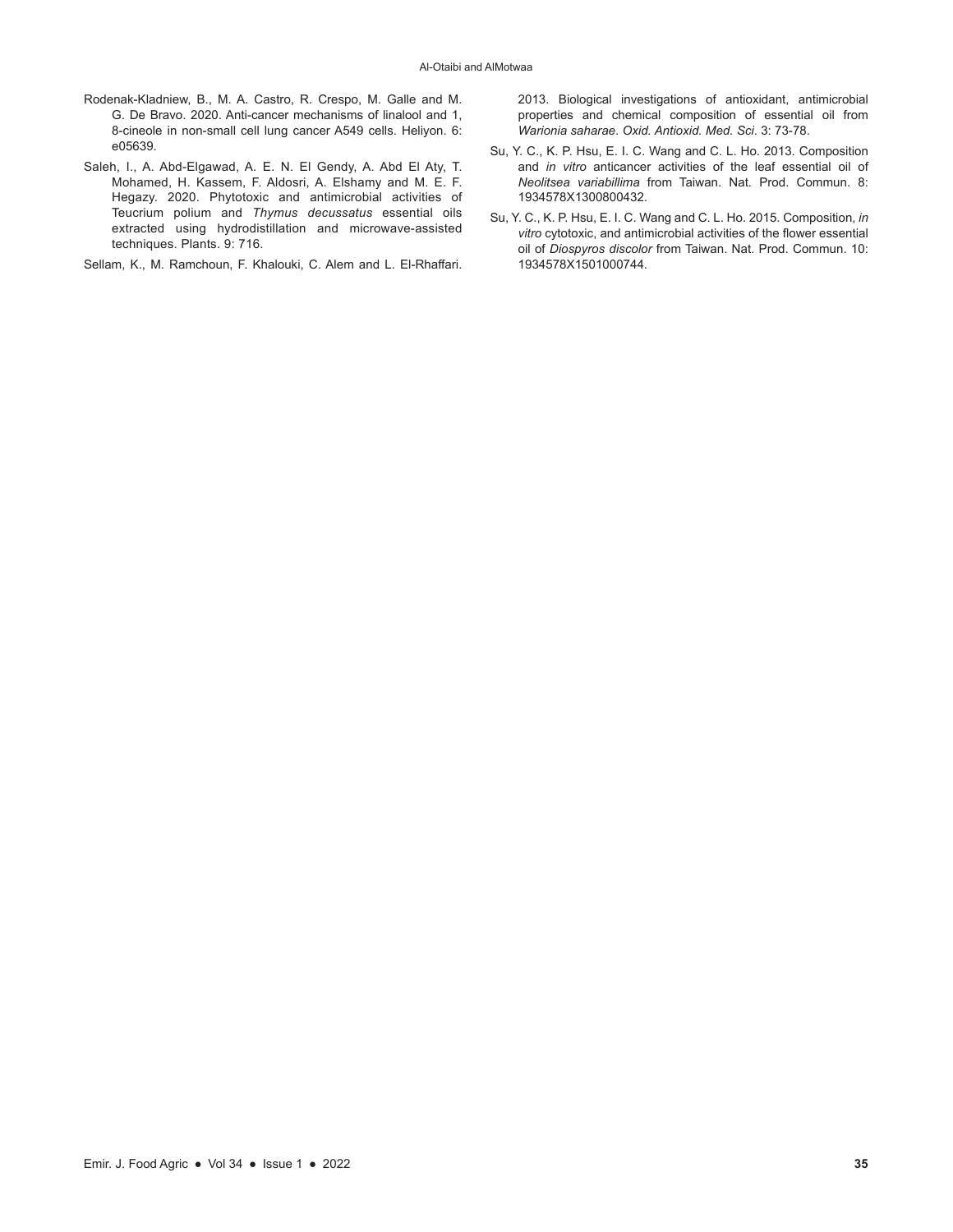Rodenak-Kladniew, B., M. A. Castro, R. Crespo, M. Galle and M. G. De Bravo. 2020. Anti-cancer mechanisms of linalool and 1, 8-cineole in non-small cell lung cancer A549 cells. Heliyon. 6: e05639.

Saleh, I., A. Abd-Elgawad, A. E. N. El Gendy, A. Abd El Aty, T. Mohamed, H. Kassem, F. Aldosri, A. Elshamy and M. E. F. Hegazy. 2020. Phytotoxic and antimicrobial activities of Teucrium polium and *Thymus decussatus* essential oils extracted using hydrodistillation and microwave-assisted techniques. Plants. 9: 716.

Sellam, K., M. Ramchoun, F. Khalouki, C. Alem and L. El-Rhaffari. 2013. Biological investigations of antioxidant, antimicrobial properties and chemical composition of essential oil from *Warionia saharae*. *Oxid. Antioxid. Med. Sci*. 3: 73-78.

Su, Y. C., K. P. Hsu, E. I. C. Wang and C. L. Ho. 2013. Composition and *in vitro* anticancer activities of the leaf essential oil of *Neolitsea variabillima* from Taiwan. Nat. Prod. Commun. 8: 1934578X1300800432.

Su, Y. C., K. P. Hsu, E. I. C. Wang and C. L. Ho. 2015. Composition, *in vitro* cytotoxic, and antimicrobial activities of the flower essential oil of *Diospyros discolor* from Taiwan. Nat. Prod. Commun. 10: 1934578X1501000744.